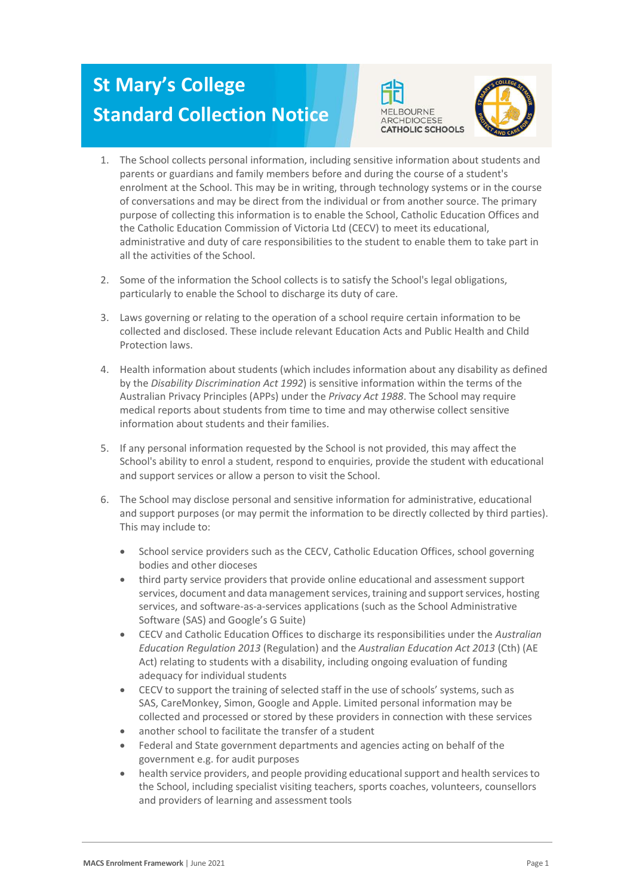# St Mary's College Standard Collection Notice

1. The School collects personal information, including sensitive information about students and parents or guardians and family members before and during the course of a student's enrolment at the School. This may be in writing, through technology systems or in the course of conversations and may be direct from the individual or from another source. The primary purpose of collecting this information is to enable the School, Catholic Education Offices and the Catholic Education Commission of Victoria Ltd (CECV) to meet its educational, administrative and duty of care responsibilities to the student to enable them to take part in all the activities of the School.

2. Some of the information the School collects is to satisfy the School's legal obligations, particularly to enable the School to discharge its duty of care.

3. Laws governing or relating to the operation of a school require certain information to be collected and disclosed. These include relevant Education Acts and Public Health and Child Protection laws.

4. Health information about students (which includes information about any disability as defined by the *Disability Discrimination Act 1992*) is sensitive information within the terms of the Australian Privacy Principles (APPs) under the *Privacy Act 1988*. The School may require medical reports about students from time to time and may otherwise collect sensitive information about students and their families.

5. If any personal information requested by the School is not provided, this may affect the School's ability to enrol a student, respond to enquiries, provide the student with educational and support services or allow a person to visit the School.

6. The School may disclose personal and sensitive information for administrative, educational and support purposes (or may permit the information to be directly collected by third parties). This may include to:

   - School service providers such as the CECV, Catholic Education Offices, school governing bodies and other dioceses
   - third party service providers that provide online educational and assessment support services, document and data management services, training and support services, hosting services, and software-as-a-services applications (such as the School Administrative Software (SAS) and Google's G Suite)
   - CECV and Catholic Education Offices to discharge its responsibilities under the *Australian Education Regulation 2013* (Regulation) and the *Australian Education Act 2013* (Cth) (AE Act) relating to students with a disability, including ongoing evaluation of funding adequacy for individual students
   - CECV to support the training of selected staff in the use of schools' systems, such as SAS, CareMonkey, Simon, Google and Apple. Limited personal information may be collected and processed or stored by these providers in connection with these services
   - another school to facilitate the transfer of a student
   - Federal and State government departments and agencies acting on behalf of the government e.g. for audit purposes
   - health service providers, and people providing educational support and health services to the School, including specialist visiting teachers, sports coaches, volunteers, counsellors and providers of learning and assessment tools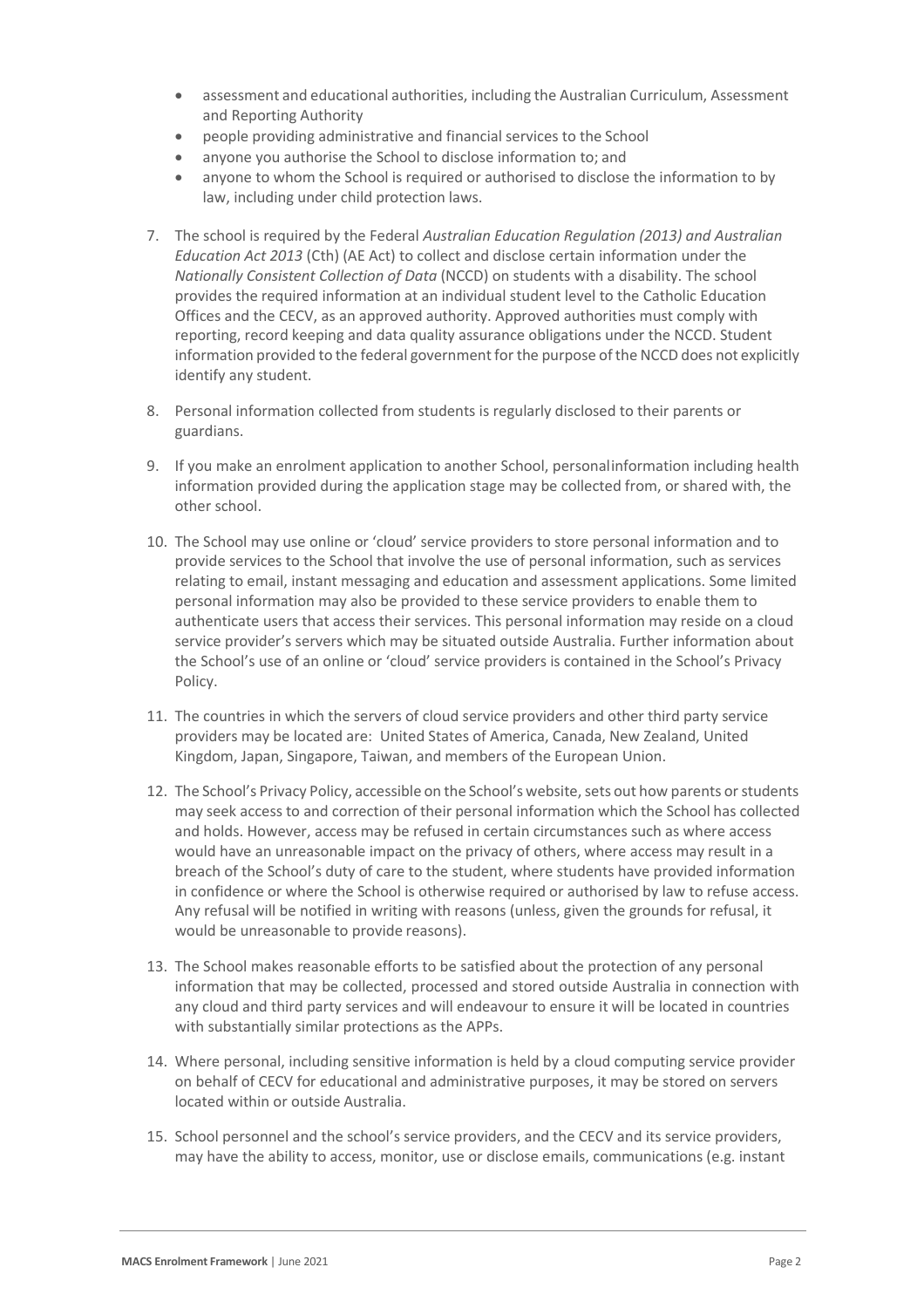- assessment and educational authorities, including the Australian Curriculum, Assessment and Reporting Authority
- people providing administrative and financial services to the School
- anyone you authorise the School to disclose information to; and
- anyone to whom the School is required or authorised to disclose the information to by law, including under child protection laws.

7. The school is required by the Federal *Australian Education Regulation (2013) and Australian Education Act 2013* (Cth) (AE Act) to collect and disclose certain information under the *Nationally Consistent Collection of Data* (NCCD) on students with a disability. The school provides the required information at an individual student level to the Catholic Education Offices and the CECV, as an approved authority. Approved authorities must comply with reporting, record keeping and data quality assurance obligations under the NCCD. Student information provided to the federal government for the purpose of the NCCD does not explicitly identify any student.

8. Personal information collected from students is regularly disclosed to their parents or guardians.

9. If you make an enrolment application to another School, personal information including health information provided during the application stage may be collected from, or shared with, the other school.

10. The School may use online or 'cloud' service providers to store personal information and to provide services to the School that involve the use of personal information, such as services relating to email, instant messaging and education and assessment applications. Some limited personal information may also be provided to these service providers to enable them to authenticate users that access their services. This personal information may reside on a cloud service provider's servers which may be situated outside Australia. Further information about the School's use of an online or 'cloud' service providers is contained in the School's Privacy Policy.

11. The countries in which the servers of cloud service providers and other third party service providers may be located are: United States of America, Canada, New Zealand, United Kingdom, Japan, Singapore, Taiwan, and members of the European Union.

12. The School's Privacy Policy, accessible on the School's website, sets out how parents or students may seek access to and correction of their personal information which the School has collected and holds. However, access may be refused in certain circumstances such as where access would have an unreasonable impact on the privacy of others, where access may result in a breach of the School's duty of care to the student, where students have provided information in confidence or where the School is otherwise required or authorised by law to refuse access. Any refusal will be notified in writing with reasons (unless, given the grounds for refusal, it would be unreasonable to provide reasons).

13. The School makes reasonable efforts to be satisfied about the protection of any personal information that may be collected, processed and stored outside Australia in connection with any cloud and third party services and will endeavour to ensure it will be located in countries with substantially similar protections as the APPs.

14. Where personal, including sensitive information is held by a cloud computing service provider on behalf of CECV for educational and administrative purposes, it may be stored on servers located within or outside Australia.

15. School personnel and the school's service providers, and the CECV and its service providers, may have the ability to access, monitor, use or disclose emails, communications (e.g. instant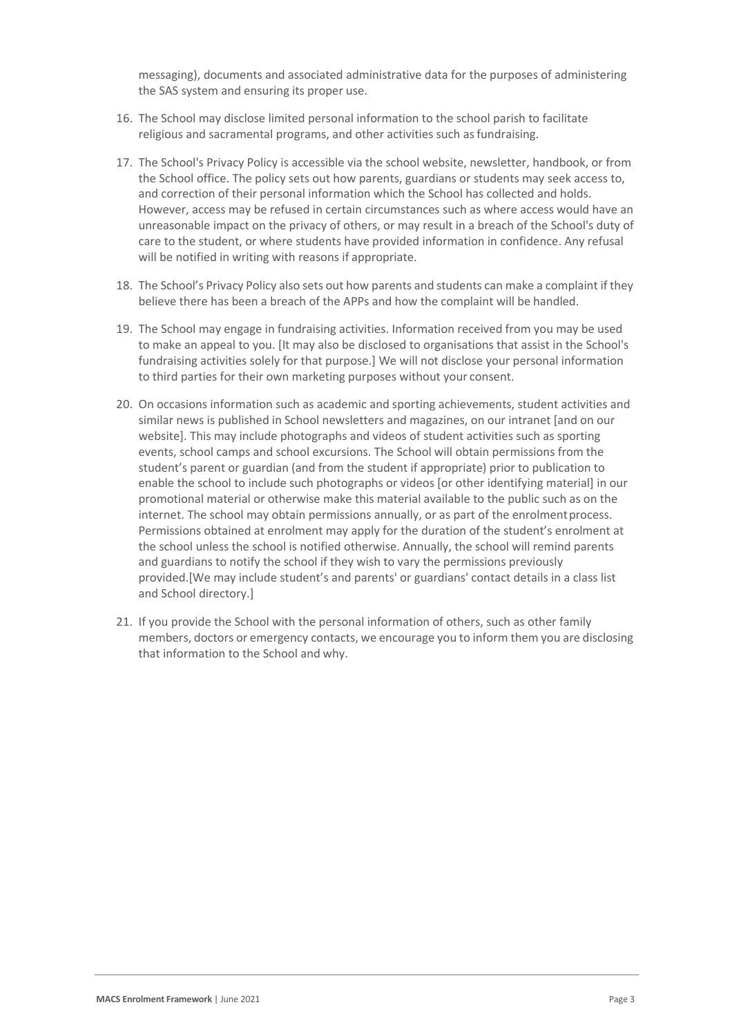messaging), documents and associated administrative data for the purposes of administering the SAS system and ensuring its proper use.

16. The School may disclose limited personal information to the school parish to facilitate religious and sacramental programs, and other activities such as fundraising.

17. The School's Privacy Policy is accessible via the school website, newsletter, handbook, or from the School office. The policy sets out how parents, guardians or students may seek access to, and correction of their personal information which the School has collected and holds. However, access may be refused in certain circumstances such as where access would have an unreasonable impact on the privacy of others, or may result in a breach of the School's duty of care to the student, or where students have provided information in confidence. Any refusal will be notified in writing with reasons if appropriate.

18. The School's Privacy Policy also sets out how parents and students can make a complaint if they believe there has been a breach of the APPs and how the complaint will be handled.

19. The School may engage in fundraising activities. Information received from you may be used to make an appeal to you. [It may also be disclosed to organisations that assist in the School's fundraising activities solely for that purpose.] We will not disclose your personal information to third parties for their own marketing purposes without your consent.

20. On occasions information such as academic and sporting achievements, student activities and similar news is published in School newsletters and magazines, on our intranet [and on our website]. This may include photographs and videos of student activities such as sporting events, school camps and school excursions. The School will obtain permissions from the student's parent or guardian (and from the student if appropriate) prior to publication to enable the school to include such photographs or videos [or other identifying material] in our promotional material or otherwise make this material available to the public such as on the internet. The school may obtain permissions annually, or as part of the enrolment process. Permissions obtained at enrolment may apply for the duration of the student's enrolment at the school unless the school is notified otherwise. Annually, the school will remind parents and guardians to notify the school if they wish to vary the permissions previously provided.[We may include student's and parents' or guardians' contact details in a class list and School directory.]

21. If you provide the School with the personal information of others, such as other family members, doctors or emergency contacts, we encourage you to inform them you are disclosing that information to the School and why.